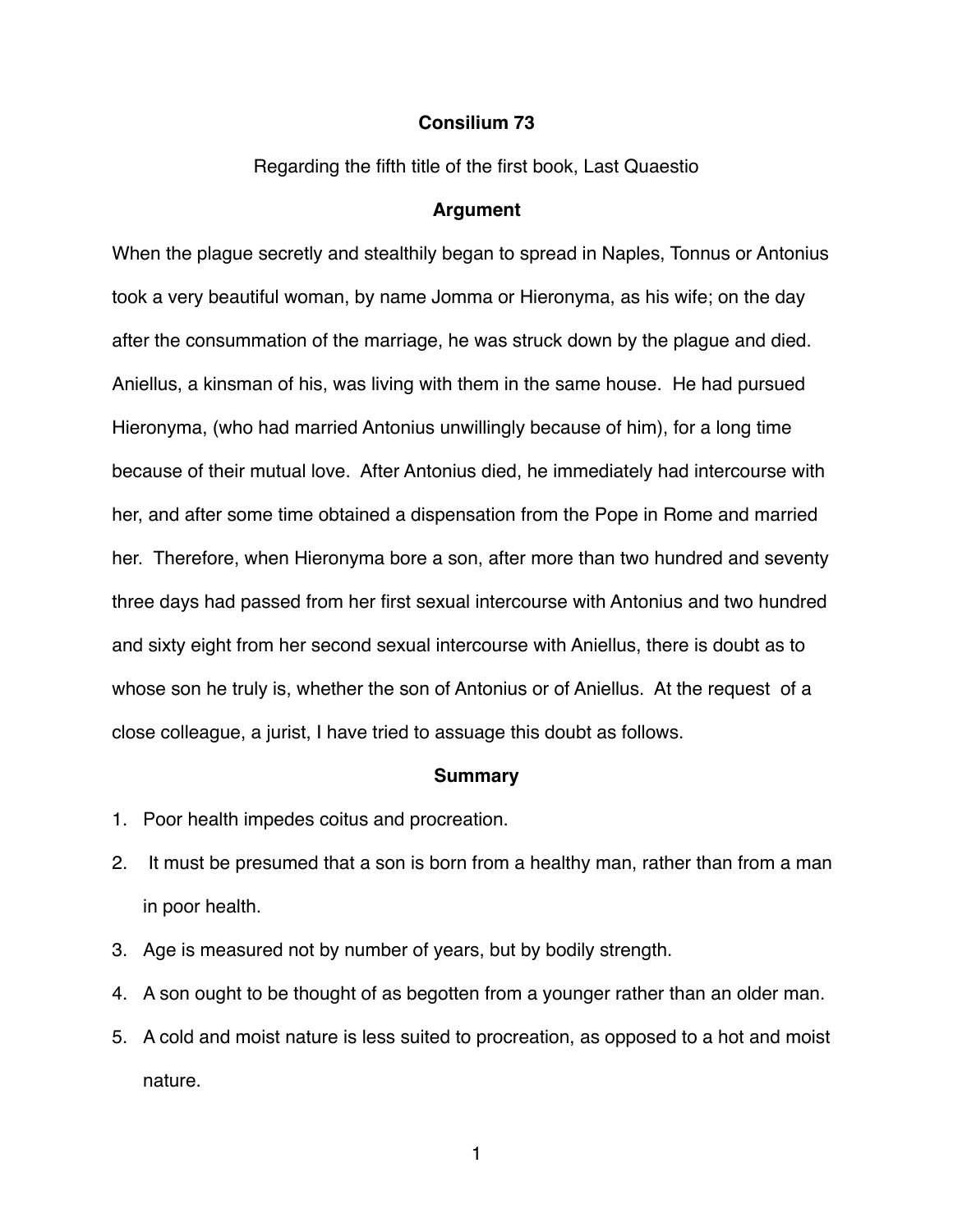# Consilium 73

Regarding the fifth title of the first book, Last Quaestio

## Argument

When the plague secretly and stealthily began to spread in Naples, Tonnus or Antonius took a very beautiful woman, by name Jomma or Hieronyma, as his wife; on the day after the consummation of the marriage, he was struck down by the plague and died. Aniellus, a kinsman of his, was living with them in the same house. He had pursued Hieronyma, (who had married Antonius unwillingly because of him), for a long time because of their mutual love. After Antonius died, he immediately had intercourse with her, and after some time obtained a dispensation from the Pope in Rome and married her. Therefore, when Hieronyma bore a son, after more than two hundred and seventy three days had passed from her first sexual intercourse with Antonius and two hundred and sixty eight from her second sexual intercourse with Aniellus, there is doubt as to whose son he truly is, whether the son of Antonius or of Aniellus. At the request of a close colleague, a jurist, I have tried to assuage this doubt as follows.

## Summary

1. Poor health impedes coitus and procreation.
2. It must be presumed that a son is born from a healthy man, rather than from a man in poor health.
3. Age is measured not by number of years, but by bodily strength.
4. A son ought to be thought of as begotten from a younger rather than an older man.
5. A cold and moist nature is less suited to procreation, as opposed to a hot and moist nature.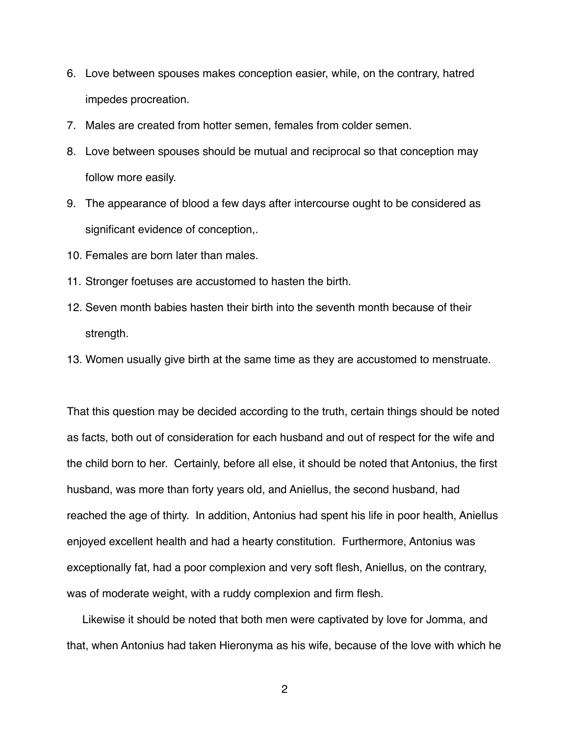6. Love between spouses makes conception easier, while, on the contrary, hatred impedes procreation.
7. Males are created from hotter semen, females from colder semen.
8. Love between spouses should be mutual and reciprocal so that conception may follow more easily.
9. The appearance of blood a few days after intercourse ought to be considered as significant evidence of conception,.
10. Females are born later than males.
11. Stronger foetuses are accustomed to hasten the birth.
12. Seven month babies hasten their birth into the seventh month because of their strength.
13. Women usually give birth at the same time as they are accustomed to menstruate.

That this question may be decided according to the truth, certain things should be noted as facts, both out of consideration for each husband and out of respect for the wife and the child born to her. Certainly, before all else, it should be noted that Antonius, the first husband, was more than forty years old, and Aniellus, the second husband, had reached the age of thirty. In addition, Antonius had spent his life in poor health, Aniellus enjoyed excellent health and had a hearty constitution. Furthermore, Antonius was exceptionally fat, had a poor complexion and very soft flesh, Aniellus, on the contrary, was of moderate weight, with a ruddy complexion and firm flesh.

Likewise it should be noted that both men were captivated by love for Jomma, and that, when Antonius had taken Hieronyma as his wife, because of the love with which he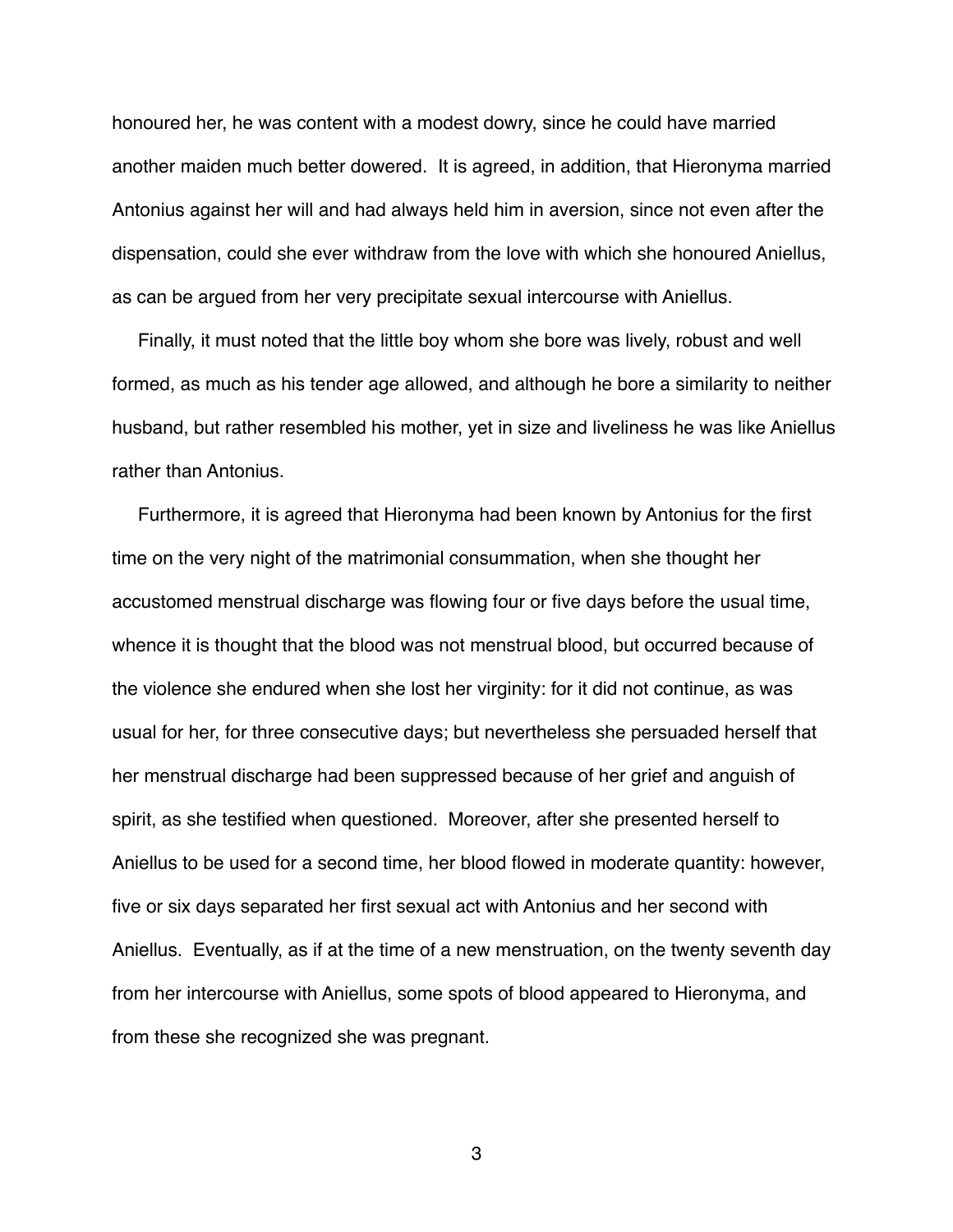honoured her, he was content with a modest dowry, since he could have married another maiden much better dowered. It is agreed, in addition, that Hieronyma married Antonius against her will and had always held him in aversion, since not even after the dispensation, could she ever withdraw from the love with which she honoured Aniellus, as can be argued from her very precipitate sexual intercourse with Aniellus.

Finally, it must noted that the little boy whom she bore was lively, robust and well formed, as much as his tender age allowed, and although he bore a similarity to neither husband, but rather resembled his mother, yet in size and liveliness he was like Aniellus rather than Antonius.

Furthermore, it is agreed that Hieronyma had been known by Antonius for the first time on the very night of the matrimonial consummation, when she thought her accustomed menstrual discharge was flowing four or five days before the usual time, whence it is thought that the blood was not menstrual blood, but occurred because of the violence she endured when she lost her virginity: for it did not continue, as was usual for her, for three consecutive days; but nevertheless she persuaded herself that her menstrual discharge had been suppressed because of her grief and anguish of spirit, as she testified when questioned. Moreover, after she presented herself to Aniellus to be used for a second time, her blood flowed in moderate quantity: however, five or six days separated her first sexual act with Antonius and her second with Aniellus. Eventually, as if at the time of a new menstruation, on the twenty seventh day from her intercourse with Aniellus, some spots of blood appeared to Hieronyma, and from these she recognized she was pregnant.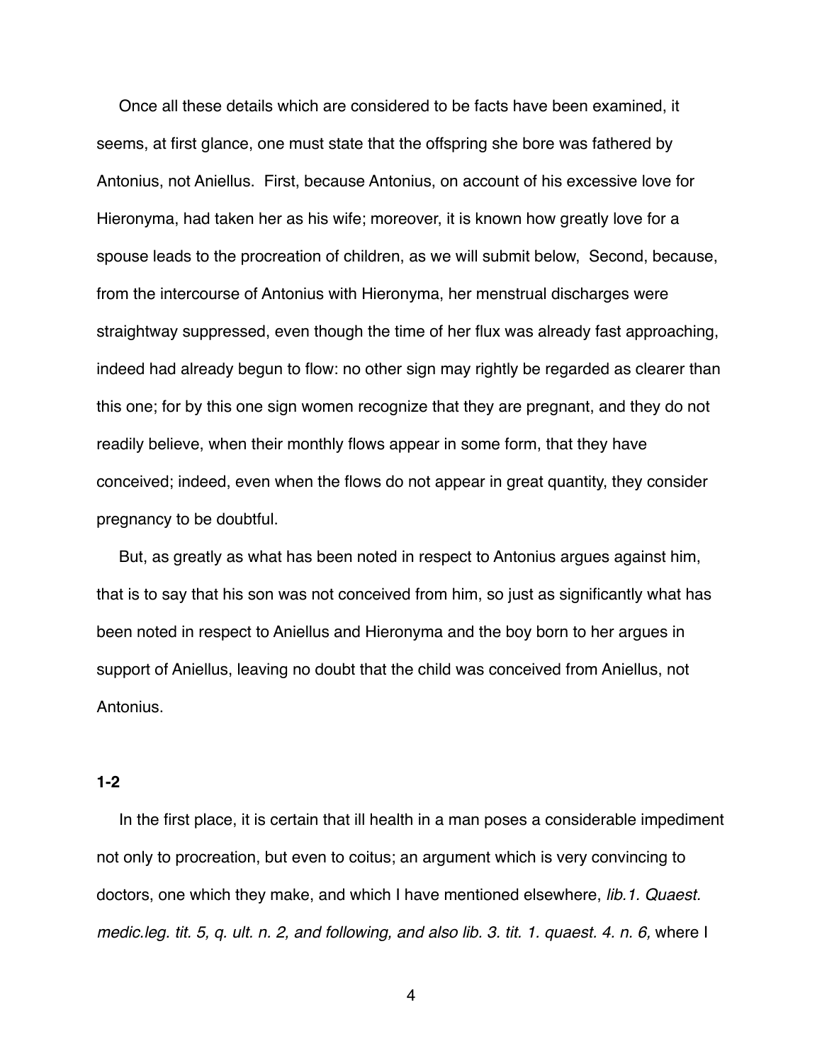Once all these details which are considered to be facts have been examined, it seems, at first glance, one must state that the offspring she bore was fathered by Antonius, not Aniellus. First, because Antonius, on account of his excessive love for Hieronyma, had taken her as his wife; moreover, it is known how greatly love for a spouse leads to the procreation of children, as we will submit below, Second, because, from the intercourse of Antonius with Hieronyma, her menstrual discharges were straightway suppressed, even though the time of her flux was already fast approaching, indeed had already begun to flow: no other sign may rightly be regarded as clearer than this one; for by this one sign women recognize that they are pregnant, and they do not readily believe, when their monthly flows appear in some form, that they have conceived; indeed, even when the flows do not appear in great quantity, they consider pregnancy to be doubtful.

But, as greatly as what has been noted in respect to Antonius argues against him, that is to say that his son was not conceived from him, so just as significantly what has been noted in respect to Aniellus and Hieronyma and the boy born to her argues in support of Aniellus, leaving no doubt that the child was conceived from Aniellus, not Antonius.

**1-2**

In the first place, it is certain that ill health in a man poses a considerable impediment not only to procreation, but even to coitus; an argument which is very convincing to doctors, one which they make, and which I have mentioned elsewhere, *lib.1. Quaest. medic.leg. tit. 5, q. ult. n. 2, and following, and also lib. 3. tit. 1. quaest. 4. n. 6,* where I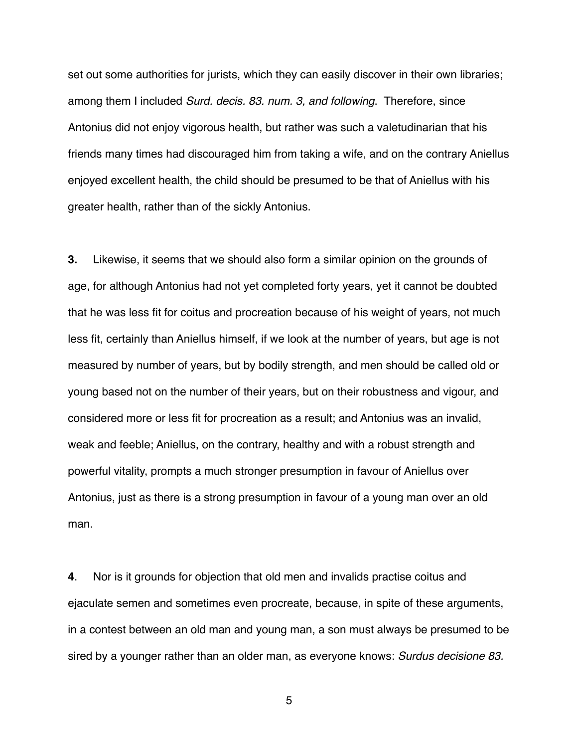set out some authorities for jurists, which they can easily discover in their own libraries; among them I included *Surd. decis. 83. num. 3, and following*. Therefore, since Antonius did not enjoy vigorous health, but rather was such a valetudinarian that his friends many times had discouraged him from taking a wife, and on the contrary Aniellus enjoyed excellent health, the child should be presumed to be that of Aniellus with his greater health, rather than of the sickly Antonius.

**3.** Likewise, it seems that we should also form a similar opinion on the grounds of age, for although Antonius had not yet completed forty years, yet it cannot be doubted that he was less fit for coitus and procreation because of his weight of years, not much less fit, certainly than Aniellus himself, if we look at the number of years, but age is not measured by number of years, but by bodily strength, and men should be called old or young based not on the number of their years, but on their robustness and vigour, and considered more or less fit for procreation as a result; and Antonius was an invalid, weak and feeble; Aniellus, on the contrary, healthy and with a robust strength and powerful vitality, prompts a much stronger presumption in favour of Aniellus over Antonius, just as there is a strong presumption in favour of a young man over an old man.

**4**. Nor is it grounds for objection that old men and invalids practise coitus and ejaculate semen and sometimes even procreate, because, in spite of these arguments, in a contest between an old man and young man, a son must always be presumed to be sired by a younger rather than an older man, as everyone knows: *Surdus decisione 83.*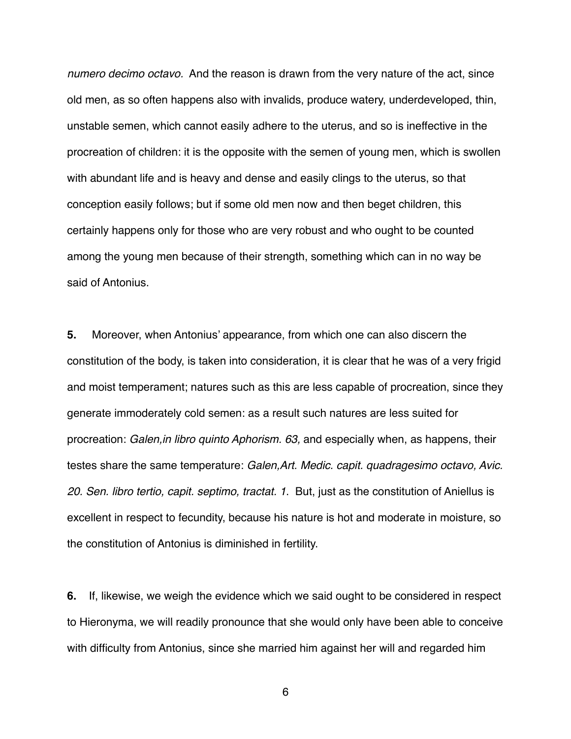*numero decimo octavo.* And the reason is drawn from the very nature of the act, since old men, as so often happens also with invalids, produce watery, underdeveloped, thin, unstable semen, which cannot easily adhere to the uterus, and so is ineffective in the procreation of children: it is the opposite with the semen of young men, which is swollen with abundant life and is heavy and dense and easily clings to the uterus, so that conception easily follows; but if some old men now and then beget children, this certainly happens only for those who are very robust and who ought to be counted among the young men because of their strength, something which can in no way be said of Antonius.

**5.** Moreover, when Antonius' appearance, from which one can also discern the constitution of the body, is taken into consideration, it is clear that he was of a very frigid and moist temperament; natures such as this are less capable of procreation, since they generate immoderately cold semen: as a result such natures are less suited for procreation: *Galen,in libro quinto Aphorism. 63,* and especially when, as happens, their testes share the same temperature: *Galen,Art. Medic. capit. quadragesimo octavo, Avic. 20. Sen. libro tertio, capit. septimo, tractat. 1*. But, just as the constitution of Aniellus is excellent in respect to fecundity, because his nature is hot and moderate in moisture, so the constitution of Antonius is diminished in fertility.

**6.** If, likewise, we weigh the evidence which we said ought to be considered in respect to Hieronyma, we will readily pronounce that she would only have been able to conceive with difficulty from Antonius, since she married him against her will and regarded him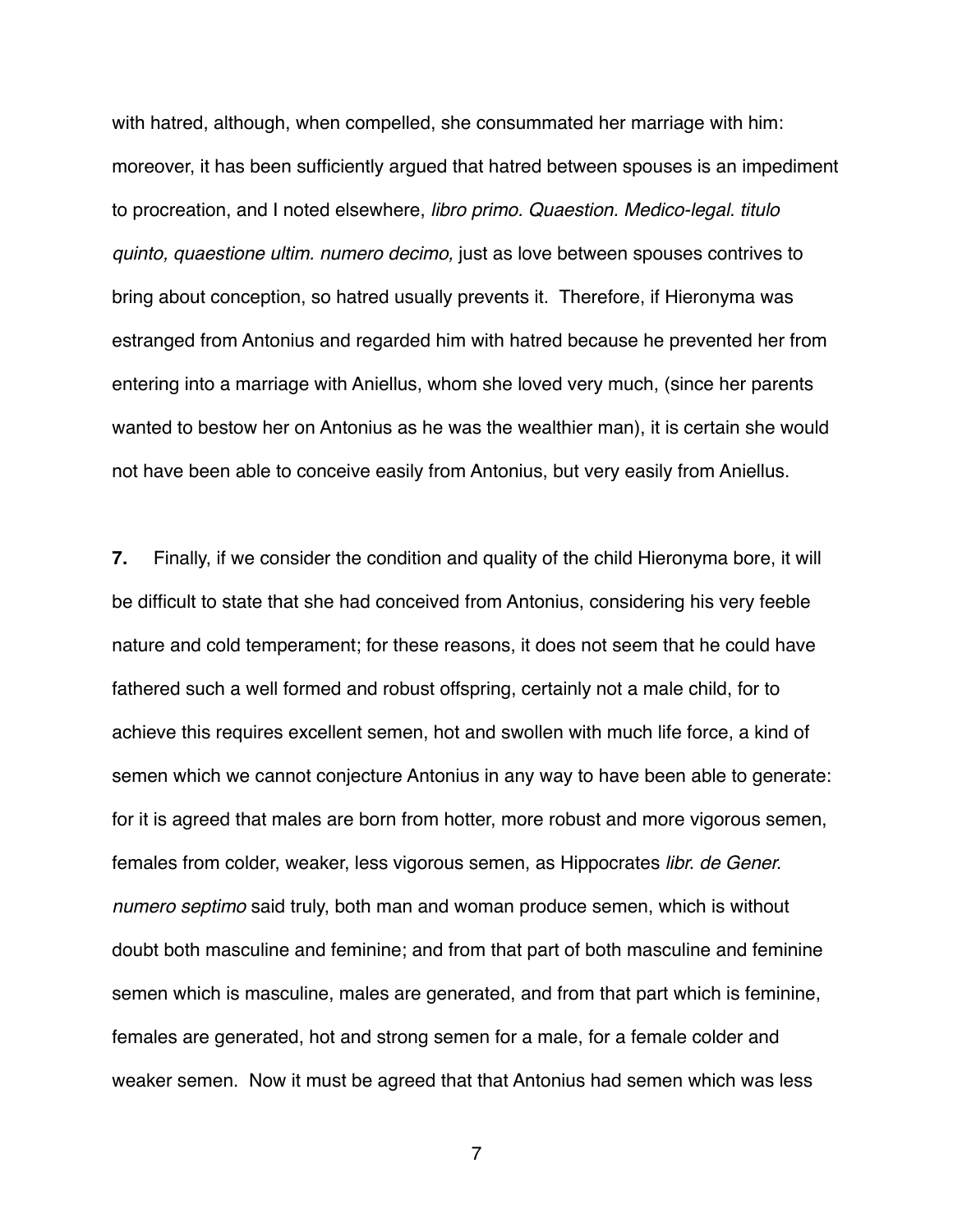with hatred, although, when compelled, she consummated her marriage with him: moreover, it has been sufficiently argued that hatred between spouses is an impediment to procreation, and I noted elsewhere, *libro primo. Quaestion. Medico-legal. titulo quinto, quaestione ultim. numero decimo,* just as love between spouses contrives to bring about conception, so hatred usually prevents it. Therefore, if Hieronyma was estranged from Antonius and regarded him with hatred because he prevented her from entering into a marriage with Aniellus, whom she loved very much, (since her parents wanted to bestow her on Antonius as he was the wealthier man), it is certain she would not have been able to conceive easily from Antonius, but very easily from Aniellus.

**7.** Finally, if we consider the condition and quality of the child Hieronyma bore, it will be difficult to state that she had conceived from Antonius, considering his very feeble nature and cold temperament; for these reasons, it does not seem that he could have fathered such a well formed and robust offspring, certainly not a male child, for to achieve this requires excellent semen, hot and swollen with much life force, a kind of semen which we cannot conjecture Antonius in any way to have been able to generate: for it is agreed that males are born from hotter, more robust and more vigorous semen, females from colder, weaker, less vigorous semen, as Hippocrates *libr. de Gener. numero septimo* said truly, both man and woman produce semen, which is without doubt both masculine and feminine; and from that part of both masculine and feminine semen which is masculine, males are generated, and from that part which is feminine, females are generated, hot and strong semen for a male, for a female colder and weaker semen. Now it must be agreed that that Antonius had semen which was less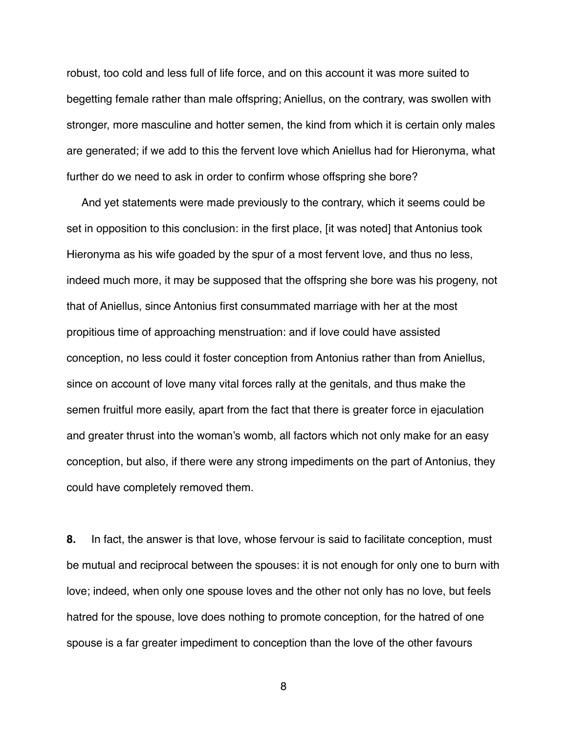robust, too cold and less full of life force, and on this account it was more suited to begetting female rather than male offspring; Aniellus, on the contrary, was swollen with stronger, more masculine and hotter semen, the kind from which it is certain only males are generated; if we add to this the fervent love which Aniellus had for Hieronyma, what further do we need to ask in order to confirm whose offspring she bore?

And yet statements were made previously to the contrary, which it seems could be set in opposition to this conclusion: in the first place, [it was noted] that Antonius took Hieronyma as his wife goaded by the spur of a most fervent love, and thus no less, indeed much more, it may be supposed that the offspring she bore was his progeny, not that of Aniellus, since Antonius first consummated marriage with her at the most propitious time of approaching menstruation: and if love could have assisted conception, no less could it foster conception from Antonius rather than from Aniellus, since on account of love many vital forces rally at the genitals, and thus make the semen fruitful more easily, apart from the fact that there is greater force in ejaculation and greater thrust into the woman's womb, all factors which not only make for an easy conception, but also, if there were any strong impediments on the part of Antonius, they could have completely removed them.

**8.** In fact, the answer is that love, whose fervour is said to facilitate conception, must be mutual and reciprocal between the spouses: it is not enough for only one to burn with love; indeed, when only one spouse loves and the other not only has no love, but feels hatred for the spouse, love does nothing to promote conception, for the hatred of one spouse is a far greater impediment to conception than the love of the other favours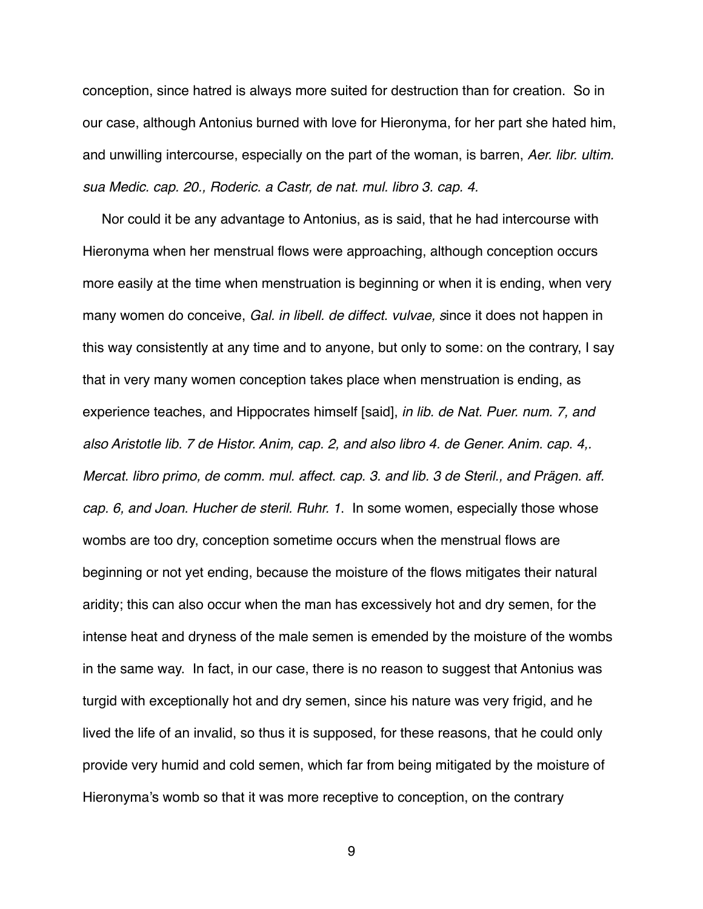conception, since hatred is always more suited for destruction than for creation. So in our case, although Antonius burned with love for Hieronyma, for her part she hated him, and unwilling intercourse, especially on the part of the woman, is barren, *Aer. libr. ultim. sua Medic. cap. 20., Roderic. a Castr, de nat. mul. libro 3. cap. 4.*

Nor could it be any advantage to Antonius, as is said, that he had intercourse with Hieronyma when her menstrual flows were approaching, although conception occurs more easily at the time when menstruation is beginning or when it is ending, when very many women do conceive, *Gal. in libell. de diffect. vulvae, s*ince it does not happen in this way consistently at any time and to anyone, but only to some: on the contrary, I say that in very many women conception takes place when menstruation is ending, as experience teaches, and Hippocrates himself [said], *in lib. de Nat. Puer. num. 7, and also Aristotle lib. 7 de Histor. Anim, cap. 2, and also libro 4. de Gener. Anim. cap. 4,. Mercat. libro primo, de comm. mul. affect. cap. 3. and lib. 3 de Steril., and Prägen. aff. cap. 6, and Joan. Hucher de steril. Ruhr. 1*. In some women, especially those whose wombs are too dry, conception sometime occurs when the menstrual flows are beginning or not yet ending, because the moisture of the flows mitigates their natural aridity; this can also occur when the man has excessively hot and dry semen, for the intense heat and dryness of the male semen is emended by the moisture of the wombs in the same way. In fact, in our case, there is no reason to suggest that Antonius was turgid with exceptionally hot and dry semen, since his nature was very frigid, and he lived the life of an invalid, so thus it is supposed, for these reasons, that he could only provide very humid and cold semen, which far from being mitigated by the moisture of Hieronyma's womb so that it was more receptive to conception, on the contrary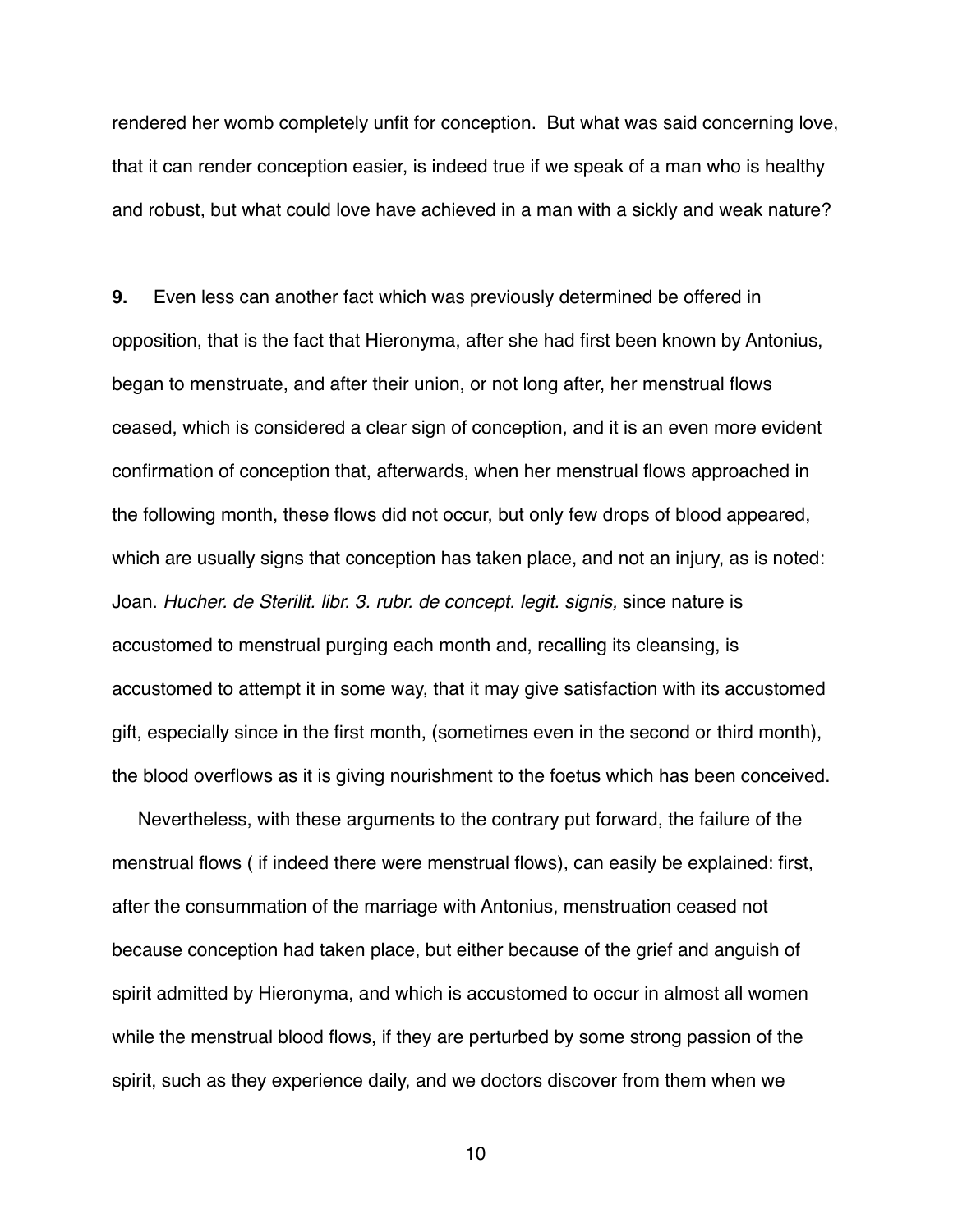rendered her womb completely unfit for conception. But what was said concerning love, that it can render conception easier, is indeed true if we speak of a man who is healthy and robust, but what could love have achieved in a man with a sickly and weak nature?

**9.** Even less can another fact which was previously determined be offered in opposition, that is the fact that Hieronyma, after she had first been known by Antonius, began to menstruate, and after their union, or not long after, her menstrual flows ceased, which is considered a clear sign of conception, and it is an even more evident confirmation of conception that, afterwards, when her menstrual flows approached in the following month, these flows did not occur, but only few drops of blood appeared, which are usually signs that conception has taken place, and not an injury, as is noted: Joan. *Hucher. de Sterilit. libr. 3. rubr. de concept. legit. signis,* since nature is accustomed to menstrual purging each month and, recalling its cleansing, is accustomed to attempt it in some way, that it may give satisfaction with its accustomed gift, especially since in the first month, (sometimes even in the second or third month), the blood overflows as it is giving nourishment to the foetus which has been conceived.

Nevertheless, with these arguments to the contrary put forward, the failure of the menstrual flows ( if indeed there were menstrual flows), can easily be explained: first, after the consummation of the marriage with Antonius, menstruation ceased not because conception had taken place, but either because of the grief and anguish of spirit admitted by Hieronyma, and which is accustomed to occur in almost all women while the menstrual blood flows, if they are perturbed by some strong passion of the spirit, such as they experience daily, and we doctors discover from them when we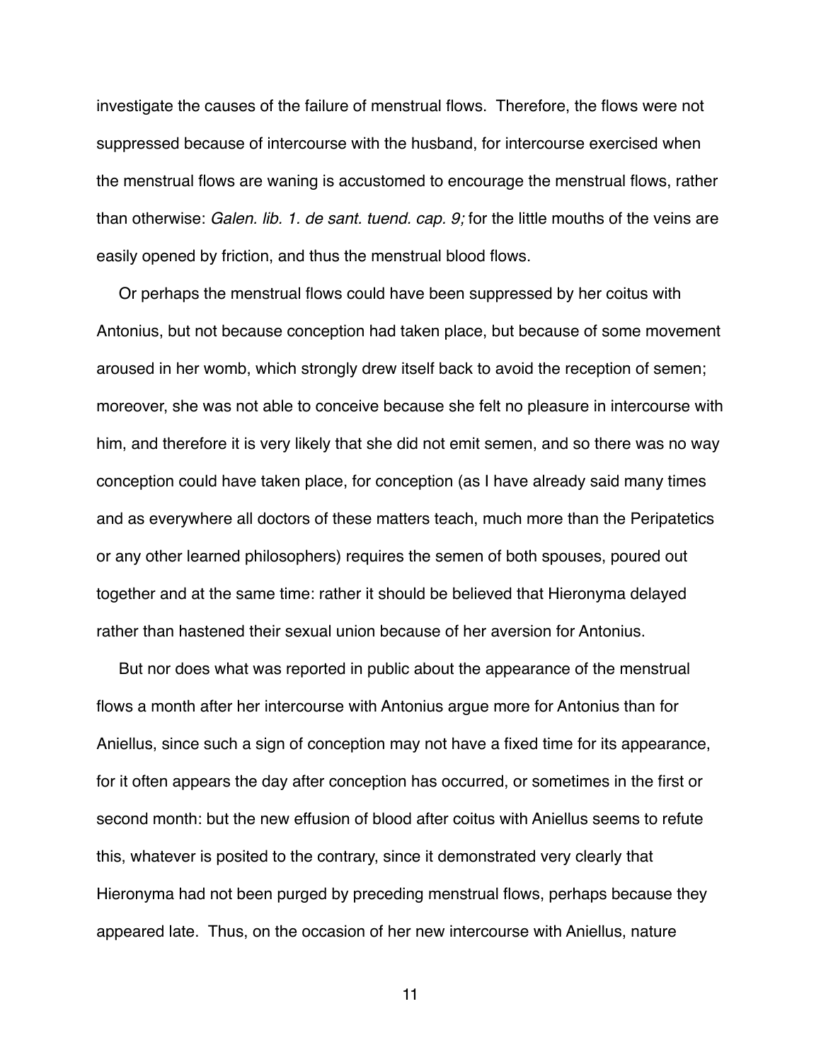investigate the causes of the failure of menstrual flows. Therefore, the flows were not suppressed because of intercourse with the husband, for intercourse exercised when the menstrual flows are waning is accustomed to encourage the menstrual flows, rather than otherwise: *Galen. lib. 1. de sant. tuend. cap. 9;* for the little mouths of the veins are easily opened by friction, and thus the menstrual blood flows.

Or perhaps the menstrual flows could have been suppressed by her coitus with Antonius, but not because conception had taken place, but because of some movement aroused in her womb, which strongly drew itself back to avoid the reception of semen; moreover, she was not able to conceive because she felt no pleasure in intercourse with him, and therefore it is very likely that she did not emit semen, and so there was no way conception could have taken place, for conception (as I have already said many times and as everywhere all doctors of these matters teach, much more than the Peripatetics or any other learned philosophers) requires the semen of both spouses, poured out together and at the same time: rather it should be believed that Hieronyma delayed rather than hastened their sexual union because of her aversion for Antonius.

But nor does what was reported in public about the appearance of the menstrual flows a month after her intercourse with Antonius argue more for Antonius than for Aniellus, since such a sign of conception may not have a fixed time for its appearance, for it often appears the day after conception has occurred, or sometimes in the first or second month: but the new effusion of blood after coitus with Aniellus seems to refute this, whatever is posited to the contrary, since it demonstrated very clearly that Hieronyma had not been purged by preceding menstrual flows, perhaps because they appeared late. Thus, on the occasion of her new intercourse with Aniellus, nature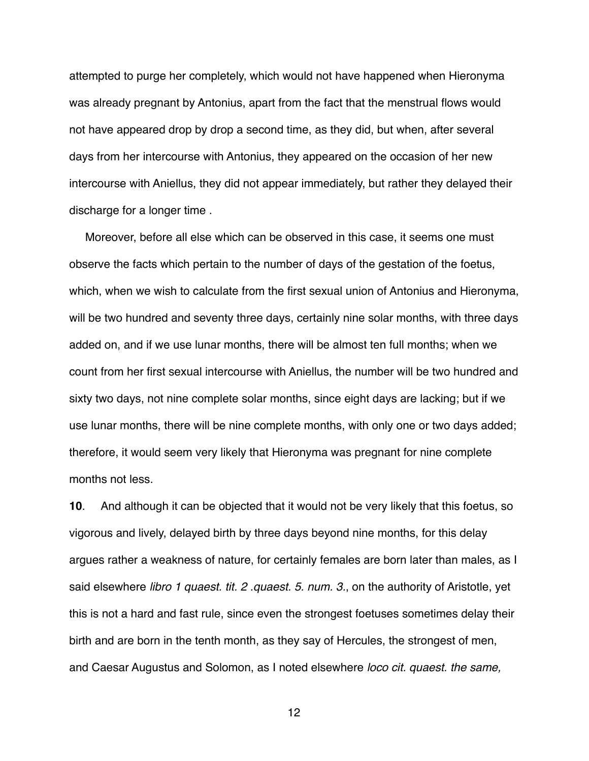attempted to purge her completely, which would not have happened when Hieronyma was already pregnant by Antonius, apart from the fact that the menstrual flows would not have appeared drop by drop a second time, as they did, but when, after several days from her intercourse with Antonius, they appeared on the occasion of her new intercourse with Aniellus, they did not appear immediately, but rather they delayed their discharge for a longer time .

Moreover, before all else which can be observed in this case, it seems one must observe the facts which pertain to the number of days of the gestation of the foetus, which, when we wish to calculate from the first sexual union of Antonius and Hieronyma, will be two hundred and seventy three days, certainly nine solar months, with three days added on, and if we use lunar months, there will be almost ten full months; when we count from her first sexual intercourse with Aniellus, the number will be two hundred and sixty two days, not nine complete solar months, since eight days are lacking; but if we use lunar months, there will be nine complete months, with only one or two days added; therefore, it would seem very likely that Hieronyma was pregnant for nine complete months not less.

**10**. And although it can be objected that it would not be very likely that this foetus, so vigorous and lively, delayed birth by three days beyond nine months, for this delay argues rather a weakness of nature, for certainly females are born later than males, as I said elsewhere *libro 1 quaest. tit. 2 .quaest. 5. num. 3*., on the authority of Aristotle, yet this is not a hard and fast rule, since even the strongest foetuses sometimes delay their birth and are born in the tenth month, as they say of Hercules, the strongest of men, and Caesar Augustus and Solomon, as I noted elsewhere *loco cit. quaest. the same,*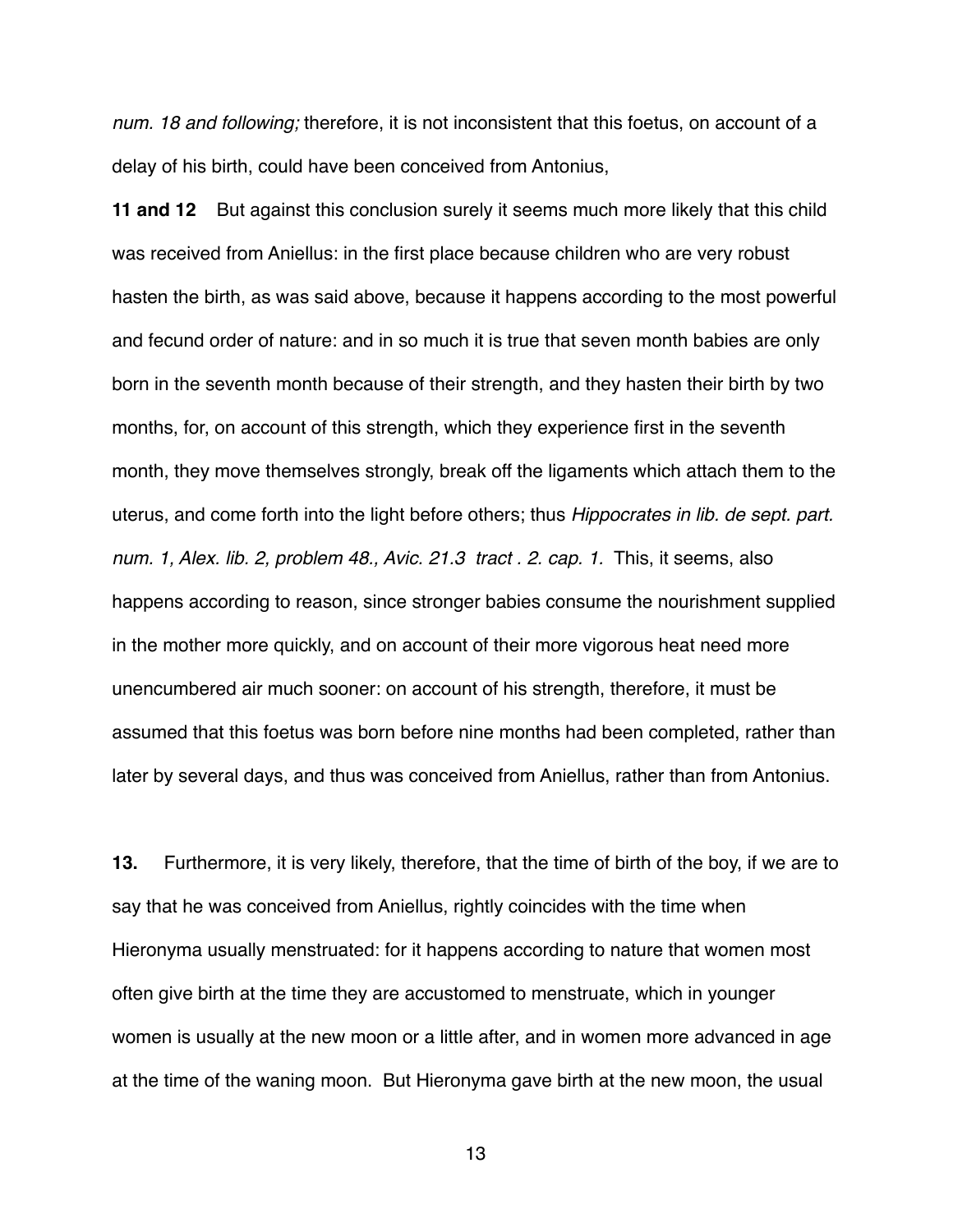*num. 18 and following;* therefore, it is not inconsistent that this foetus, on account of a delay of his birth, could have been conceived from Antonius,

**11 and 12** But against this conclusion surely it seems much more likely that this child was received from Aniellus: in the first place because children who are very robust hasten the birth, as was said above, because it happens according to the most powerful and fecund order of nature: and in so much it is true that seven month babies are only born in the seventh month because of their strength, and they hasten their birth by two months, for, on account of this strength, which they experience first in the seventh month, they move themselves strongly, break off the ligaments which attach them to the uterus, and come forth into the light before others; thus *Hippocrates in lib. de sept. part. num. 1, Alex. lib. 2, problem 48., Avic. 21.3 tract . 2. cap. 1.* This, it seems, also happens according to reason, since stronger babies consume the nourishment supplied in the mother more quickly, and on account of their more vigorous heat need more unencumbered air much sooner: on account of his strength, therefore, it must be assumed that this foetus was born before nine months had been completed, rather than later by several days, and thus was conceived from Aniellus, rather than from Antonius.

**13.** Furthermore, it is very likely, therefore, that the time of birth of the boy, if we are to say that he was conceived from Aniellus, rightly coincides with the time when Hieronyma usually menstruated: for it happens according to nature that women most often give birth at the time they are accustomed to menstruate, which in younger women is usually at the new moon or a little after, and in women more advanced in age at the time of the waning moon. But Hieronyma gave birth at the new moon, the usual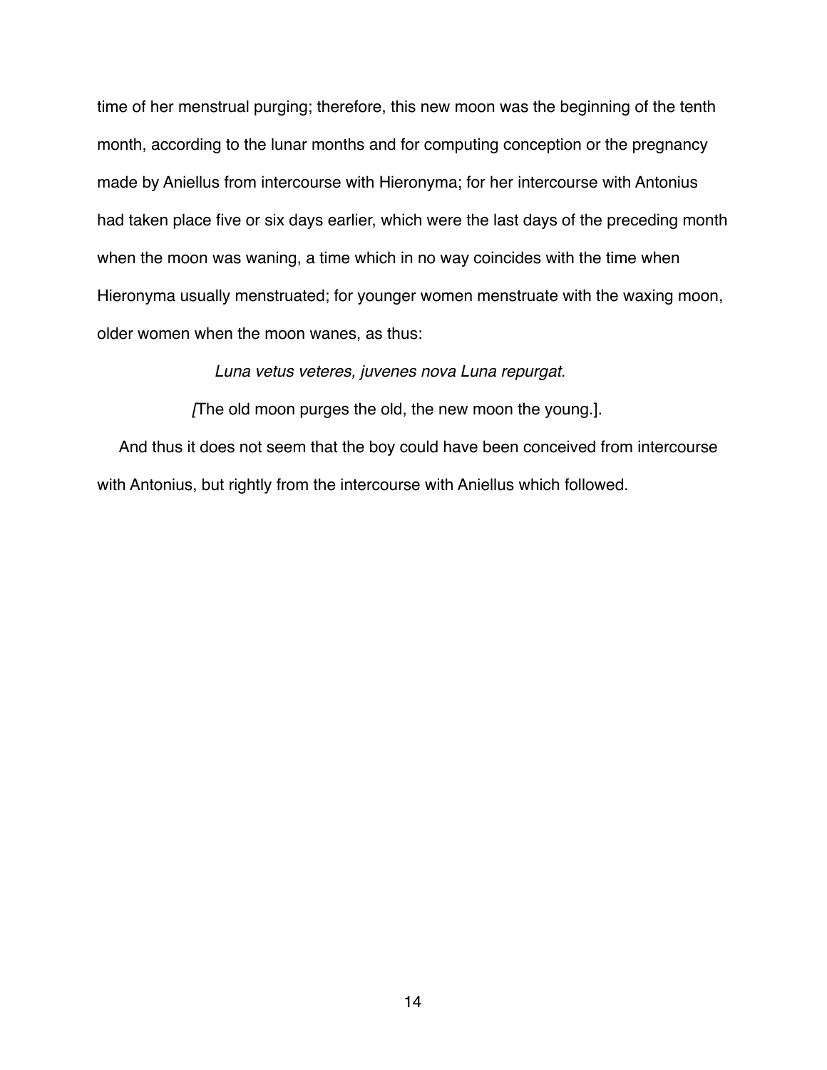time of her menstrual purging; therefore, this new moon was the beginning of the tenth month, according to the lunar months and for computing conception or the pregnancy made by Aniellus from intercourse with Hieronyma; for her intercourse with Antonius had taken place five or six days earlier, which were the last days of the preceding month when the moon was waning, a time which in no way coincides with the time when Hieronyma usually menstruated; for younger women menstruate with the waxing moon, older women when the moon wanes, as thus:

*Luna vetus veteres, juvenes nova Luna repurgat.*

*[*The old moon purges the old, the new moon the young.].

And thus it does not seem that the boy could have been conceived from intercourse with Antonius, but rightly from the intercourse with Aniellus which followed.